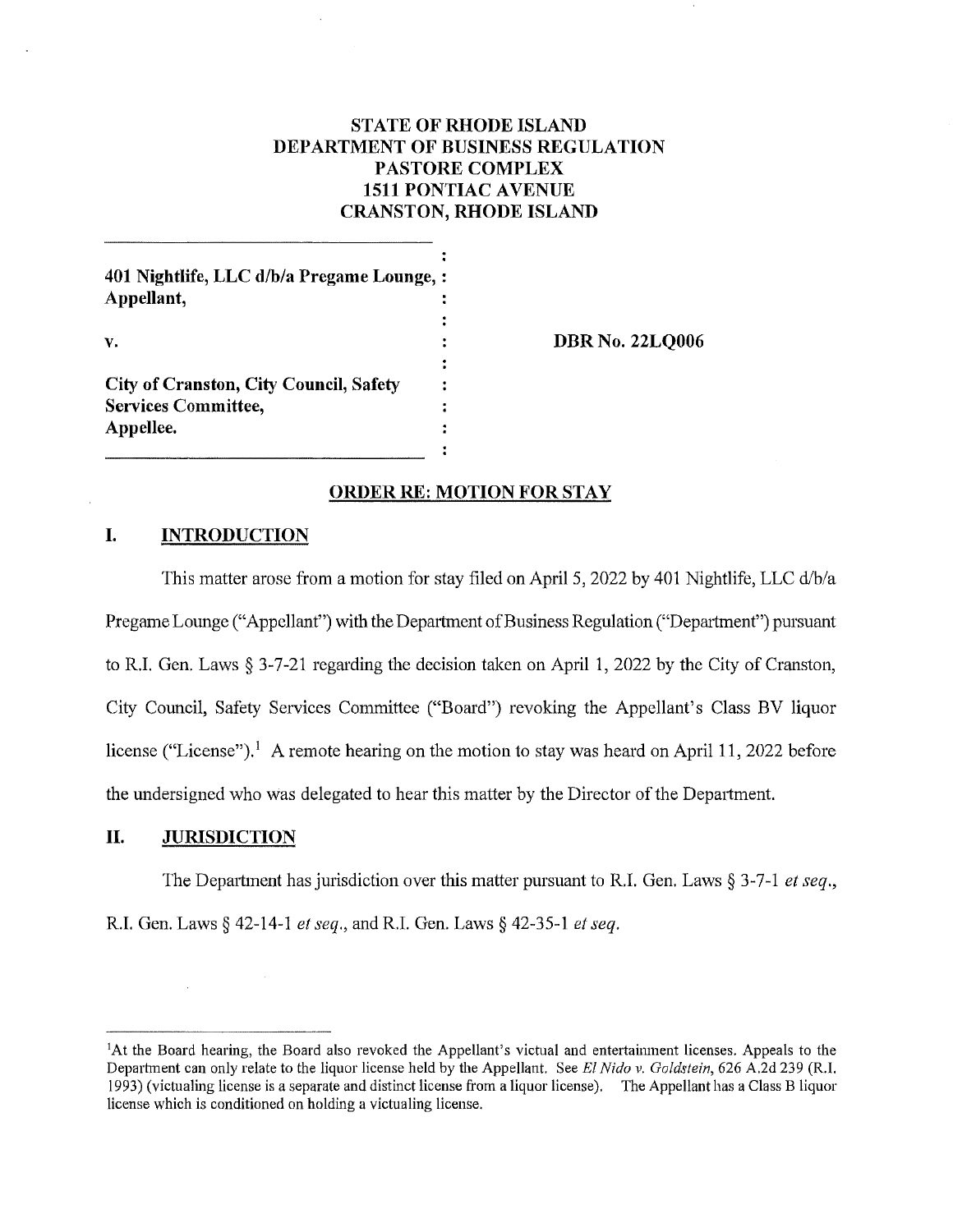# STATE OF RHODE ISLAND
# DEPARTMENT OF BUSINESS REGULATION
# PASTORE COMPLEX
# 1511 PONTIAC AVENUE
# CRANSTON, RHODE ISLAND

| | | |
|---|---|---|
| **401 Nightlife, LLC d/b/a Pregame Lounge,** **Appellant,** | : | |
| **v.** | : | **DBR No. 22LQ006** |
| **City of Cranston, City Council, Safety Services Committee,** **Appellee.** | : | |

## ORDER RE: MOTION FOR STAY

## I. INTRODUCTION

This matter arose from a motion for stay filed on April 5, 2022 by 401 Nightlife, LLC d/b/a Pregame Lounge ("Appellant") with the Department of Business Regulation ("Department") pursuant to R.I. Gen. Laws § 3-7-21 regarding the decision taken on April 1, 2022 by the City of Cranston, City Council, Safety Services Committee ("Board") revoking the Appellant's Class BV liquor license ("License").[1] A remote hearing on the motion to stay was heard on April 11, 2022 before the undersigned who was delegated to hear this matter by the Director of the Department.

## II. JURISDICTION

The Department has jurisdiction over this matter pursuant to R.I. Gen. Laws § 3-7-1 *et seq.*, R.I. Gen. Laws § 42-14-1 *et seq.*, and R.I. Gen. Laws § 42-35-1 *et seq.*

[1] At the Board hearing, the Board also revoked the Appellant's victual and entertainment licenses. Appeals to the Department can only relate to the liquor license held by the Appellant. See *El Nido v. Goldstein*, 626 A.2d 239 (R.I. 1993) (victualing license is a separate and distinct license from a liquor license). The Appellant has a Class B liquor license which is conditioned on holding a victualing license.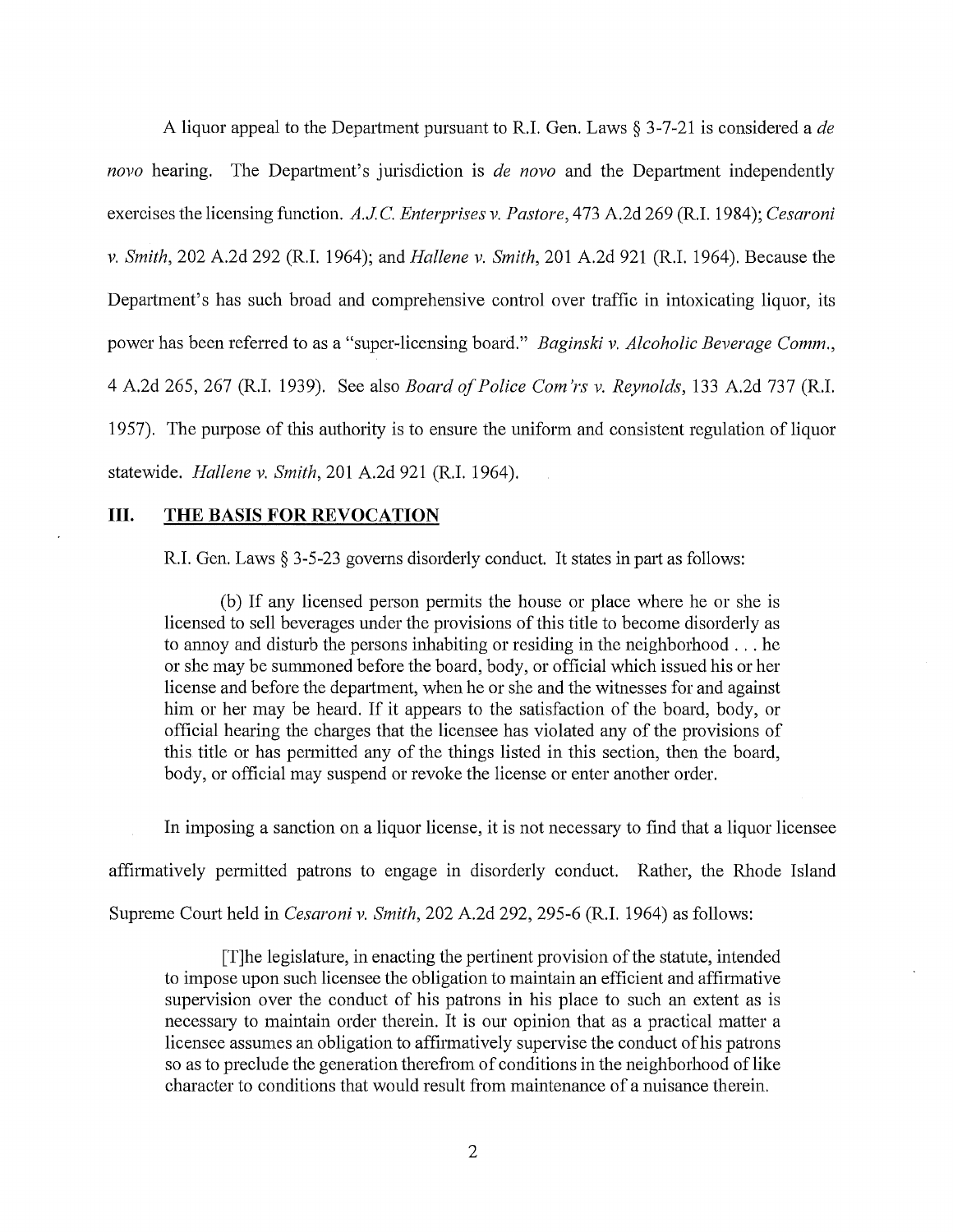A liquor appeal to the Department pursuant to R.I. Gen. Laws § 3-7-21 is considered a *de novo* hearing. The Department's jurisdiction is *de novo* and the Department independently exercises the licensing function. *A.J.C. Enterprises v. Pastore*, 473 A.2d 269 (R.I. 1984); *Cesaroni v. Smith*, 202 A.2d 292 (R.I. 1964); and *Hallene v. Smith*, 201 A.2d 921 (R.I. 1964). Because the Department's has such broad and comprehensive control over traffic in intoxicating liquor, its power has been referred to as a "super-licensing board." *Baginski v. Alcoholic Beverage Comm.*, 4 A.2d 265, 267 (R.I. 1939). See also *Board of Police Com'rs v. Reynolds*, 133 A.2d 737 (R.I. 1957). The purpose of this authority is to ensure the uniform and consistent regulation of liquor statewide. *Hallene v. Smith*, 201 A.2d 921 (R.I. 1964).

## III. THE BASIS FOR REVOCATION

R.I. Gen. Laws § 3-5-23 governs disorderly conduct. It states in part as follows:

> (b) If any licensed person permits the house or place where he or she is licensed to sell beverages under the provisions of this title to become disorderly as to annoy and disturb the persons inhabiting or residing in the neighborhood . . . he or she may be summoned before the board, body, or official which issued his or her license and before the department, when he or she and the witnesses for and against him or her may be heard. If it appears to the satisfaction of the board, body, or official hearing the charges that the licensee has violated any of the provisions of this title or has permitted any of the things listed in this section, then the board, body, or official may suspend or revoke the license or enter another order.

In imposing a sanction on a liquor license, it is not necessary to find that a liquor licensee affirmatively permitted patrons to engage in disorderly conduct. Rather, the Rhode Island Supreme Court held in *Cesaroni v. Smith*, 202 A.2d 292, 295-6 (R.I. 1964) as follows:

> [T]he legislature, in enacting the pertinent provision of the statute, intended to impose upon such licensee the obligation to maintain an efficient and affirmative supervision over the conduct of his patrons in his place to such an extent as is necessary to maintain order therein. It is our opinion that as a practical matter a licensee assumes an obligation to affirmatively supervise the conduct of his patrons so as to preclude the generation therefrom of conditions in the neighborhood of like character to conditions that would result from maintenance of a nuisance therein.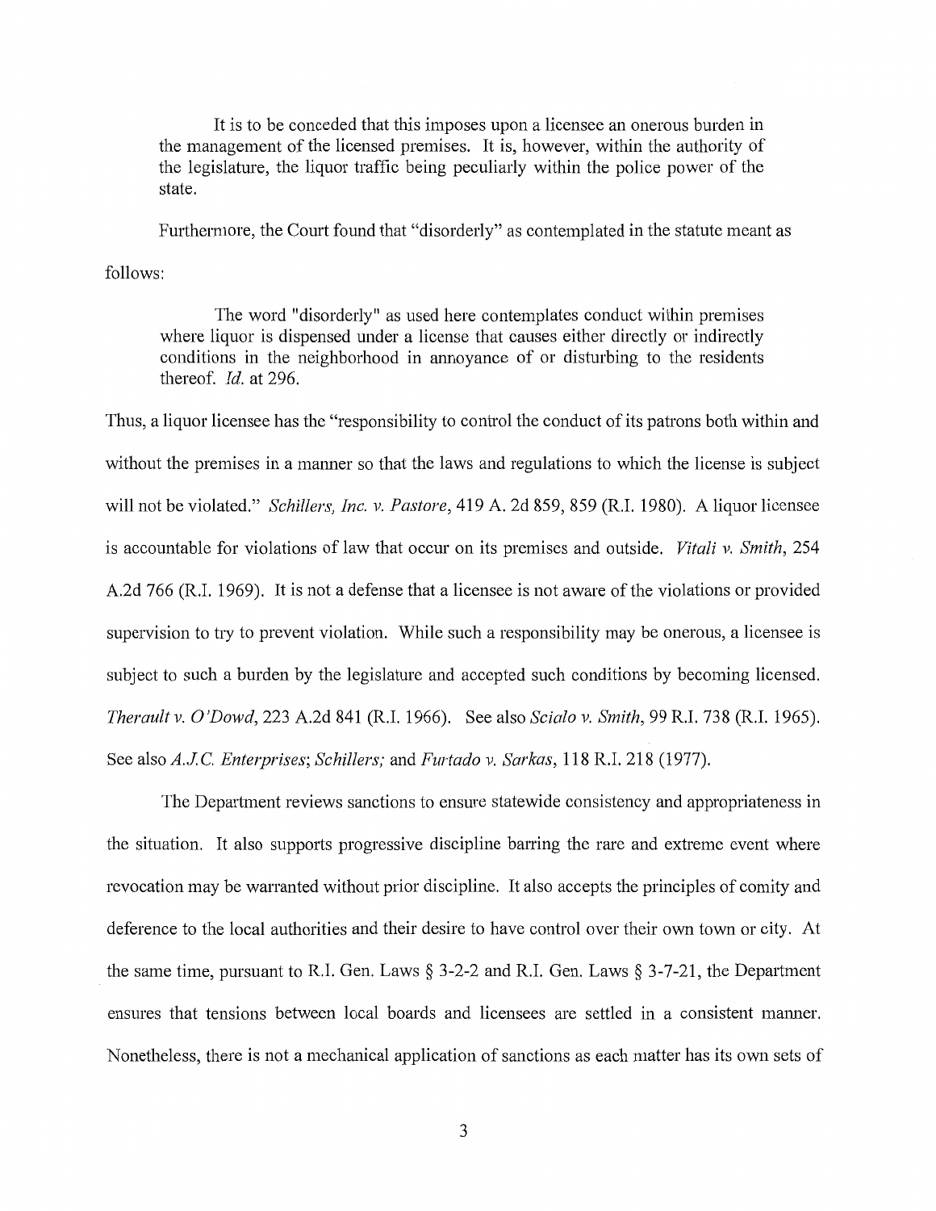> It is to be conceded that this imposes upon a licensee an onerous burden in the management of the licensed premises. It is, however, within the authority of the legislature, the liquor traffic being peculiarly within the police power of the state.

Furthermore, the Court found that "disorderly" as contemplated in the statute meant as follows:

> The word "disorderly" as used here contemplates conduct within premises where liquor is dispensed under a license that causes either directly or indirectly conditions in the neighborhood in annoyance of or disturbing to the residents thereof. *Id.* at 296.

Thus, a liquor licensee has the "responsibility to control the conduct of its patrons both within and without the premises in a manner so that the laws and regulations to which the license is subject will not be violated." *Schillers, Inc. v. Pastore*, 419 A. 2d 859, 859 (R.I. 1980). A liquor licensee is accountable for violations of law that occur on its premises and outside. *Vitali v. Smith*, 254 A.2d 766 (R.I. 1969). It is not a defense that a licensee is not aware of the violations or provided supervision to try to prevent violation. While such a responsibility may be onerous, a licensee is subject to such a burden by the legislature and accepted such conditions by becoming licensed. *Therault v. O'Dowd*, 223 A.2d 841 (R.I. 1966). See also *Scialo v. Smith*, 99 R.I. 738 (R.I. 1965). See also *A.J.C. Enterprises*; *Schillers;* and *Furtado v. Sarkas*, 118 R.I. 218 (1977).

The Department reviews sanctions to ensure statewide consistency and appropriateness in the situation. It also supports progressive discipline barring the rare and extreme event where revocation may be warranted without prior discipline. It also accepts the principles of comity and deference to the local authorities and their desire to have control over their own town or city. At the same time, pursuant to R.I. Gen. Laws § 3-2-2 and R.I. Gen. Laws § 3-7-21, the Department ensures that tensions between local boards and licensees are settled in a consistent manner. Nonetheless, there is not a mechanical application of sanctions as each matter has its own sets of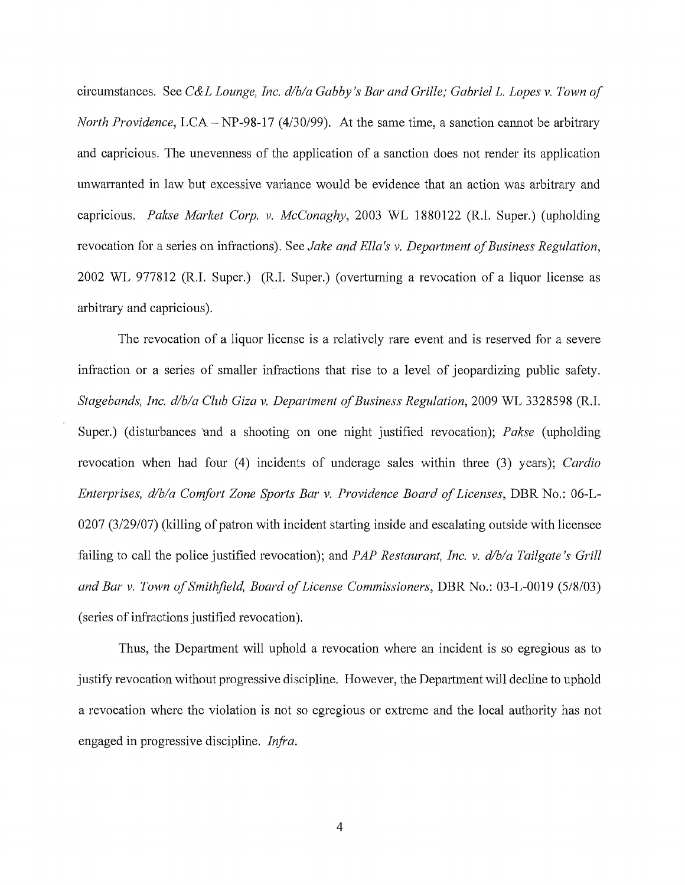circumstances. See *C&L Lounge, Inc. d/b/a Gabby's Bar and Grille; Gabriel L. Lopes v. Town of North Providence*, LCA – NP-98-17 (4/30/99). At the same time, a sanction cannot be arbitrary and capricious. The unevenness of the application of a sanction does not render its application unwarranted in law but excessive variance would be evidence that an action was arbitrary and capricious. *Pakse Market Corp. v. McConaghy*, 2003 WL 1880122 (R.I. Super.) (upholding revocation for a series on infractions). See *Jake and Ella's v. Department of Business Regulation*, 2002 WL 977812 (R.I. Super.) (R.I. Super.) (overturning a revocation of a liquor license as arbitrary and capricious).

The revocation of a liquor license is a relatively rare event and is reserved for a severe infraction or a series of smaller infractions that rise to a level of jeopardizing public safety. *Stagebands, Inc. d/b/a Club Giza v. Department of Business Regulation*, 2009 WL 3328598 (R.I. Super.) (disturbances and a shooting on one night justified revocation); *Pakse* (upholding revocation when had four (4) incidents of underage sales within three (3) years); *Cardio Enterprises, d/b/a Comfort Zone Sports Bar v. Providence Board of Licenses*, DBR No.: 06-L-0207 (3/29/07) (killing of patron with incident starting inside and escalating outside with licensee failing to call the police justified revocation); and *PAP Restaurant, Inc. v. d/b/a Tailgate's Grill and Bar v. Town of Smithfield, Board of License Commissioners*, DBR No.: 03-L-0019 (5/8/03) (series of infractions justified revocation).

Thus, the Department will uphold a revocation where an incident is so egregious as to justify revocation without progressive discipline. However, the Department will decline to uphold a revocation where the violation is not so egregious or extreme and the local authority has not engaged in progressive discipline. *Infra*.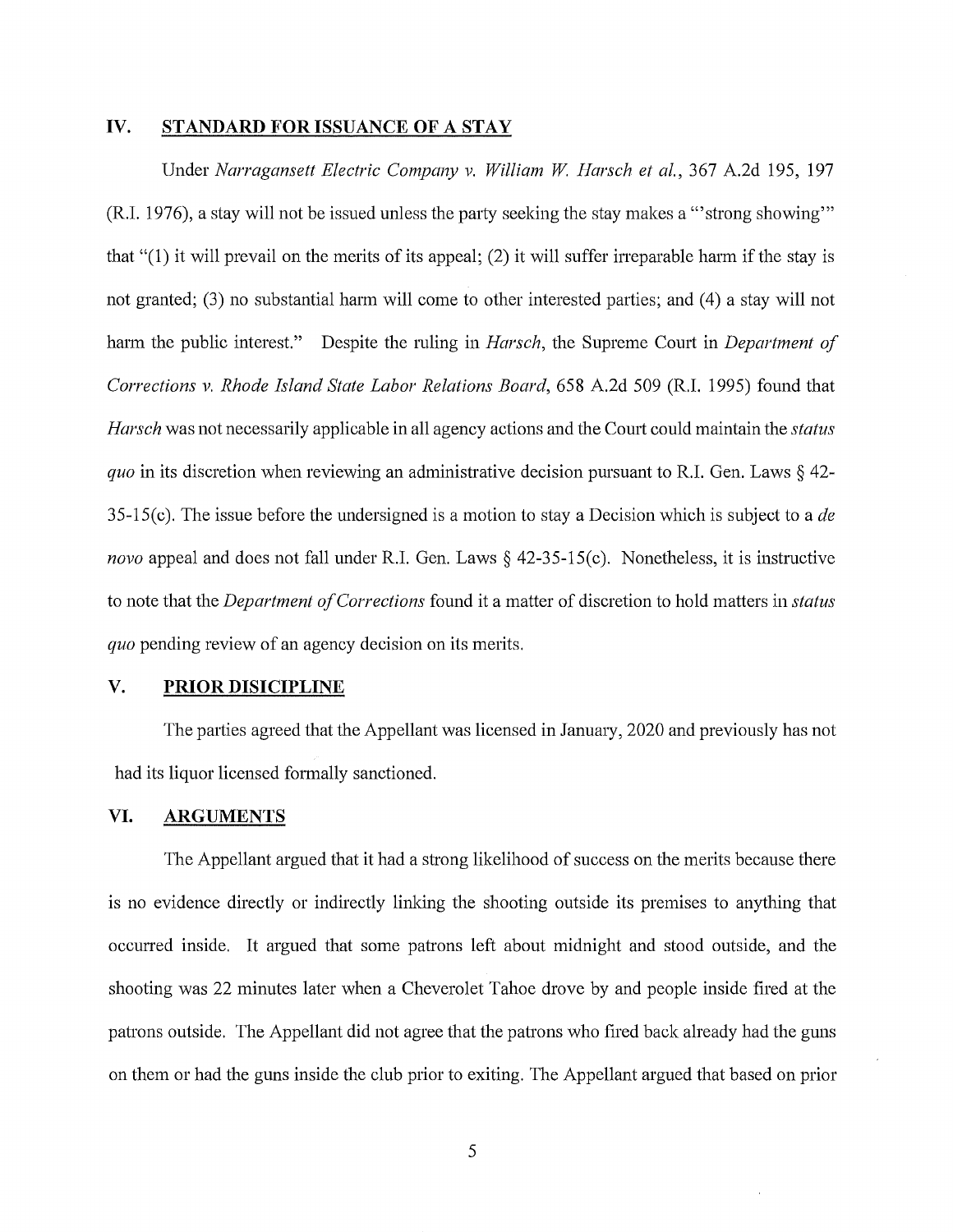## IV. STANDARD FOR ISSUANCE OF A STAY

Under *Narragansett Electric Company v. William W. Harsch et al.*, 367 A.2d 195, 197 (R.I. 1976), a stay will not be issued unless the party seeking the stay makes a "'strong showing'" that "(1) it will prevail on the merits of its appeal; (2) it will suffer irreparable harm if the stay is not granted; (3) no substantial harm will come to other interested parties; and (4) a stay will not harm the public interest." Despite the ruling in *Harsch*, the Supreme Court in *Department of Corrections v. Rhode Island State Labor Relations Board*, 658 A.2d 509 (R.I. 1995) found that *Harsch* was not necessarily applicable in all agency actions and the Court could maintain the *status quo* in its discretion when reviewing an administrative decision pursuant to R.I. Gen. Laws § 42-35-15(c). The issue before the undersigned is a motion to stay a Decision which is subject to a *de novo* appeal and does not fall under R.I. Gen. Laws § 42-35-15(c). Nonetheless, it is instructive to note that the *Department of Corrections* found it a matter of discretion to hold matters in *status quo* pending review of an agency decision on its merits.

## V. PRIOR DISICIPLINE

The parties agreed that the Appellant was licensed in January, 2020 and previously has not had its liquor licensed formally sanctioned.

## VI. ARGUMENTS

The Appellant argued that it had a strong likelihood of success on the merits because there is no evidence directly or indirectly linking the shooting outside its premises to anything that occurred inside. It argued that some patrons left about midnight and stood outside, and the shooting was 22 minutes later when a Cheverolet Tahoe drove by and people inside fired at the patrons outside. The Appellant did not agree that the patrons who fired back already had the guns on them or had the guns inside the club prior to exiting. The Appellant argued that based on prior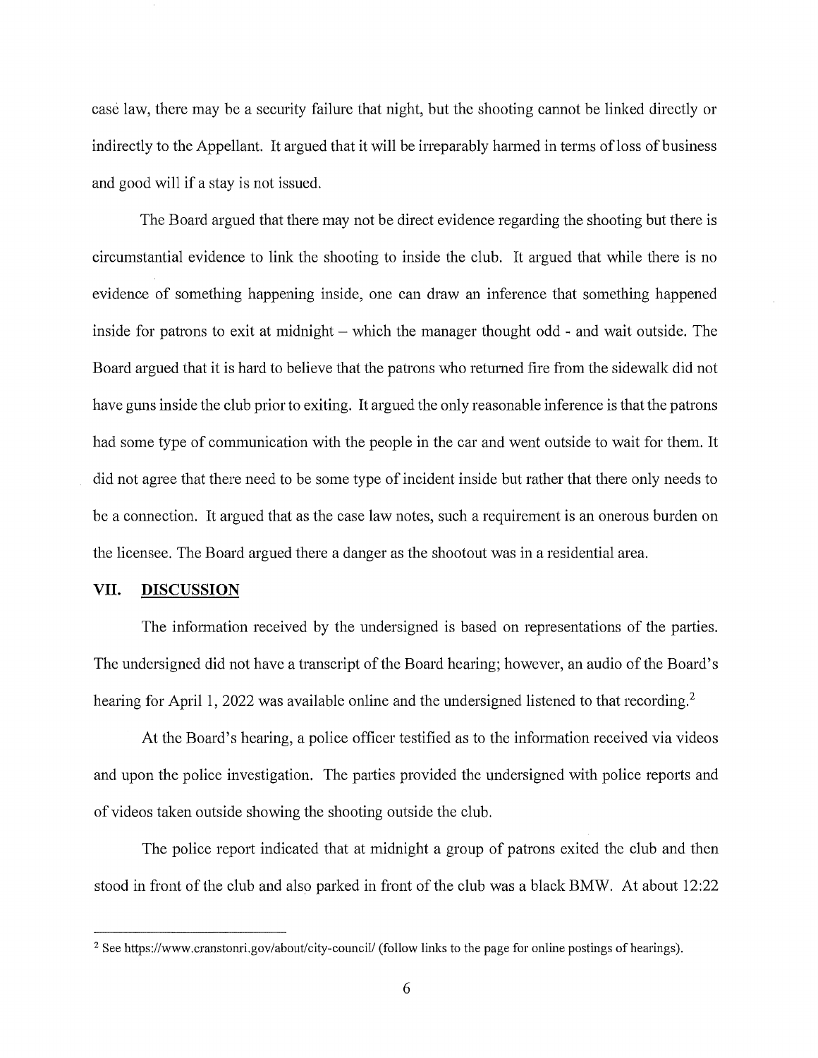case law, there may be a security failure that night, but the shooting cannot be linked directly or indirectly to the Appellant. It argued that it will be irreparably harmed in terms of loss of business and good will if a stay is not issued.

The Board argued that there may not be direct evidence regarding the shooting but there is circumstantial evidence to link the shooting to inside the club. It argued that while there is no evidence of something happening inside, one can draw an inference that something happened inside for patrons to exit at midnight – which the manager thought odd - and wait outside. The Board argued that it is hard to believe that the patrons who returned fire from the sidewalk did not have guns inside the club prior to exiting. It argued the only reasonable inference is that the patrons had some type of communication with the people in the car and went outside to wait for them. It did not agree that there need to be some type of incident inside but rather that there only needs to be a connection. It argued that as the case law notes, such a requirement is an onerous burden on the licensee. The Board argued there a danger as the shootout was in a residential area.

## VII. DISCUSSION

The information received by the undersigned is based on representations of the parties. The undersigned did not have a transcript of the Board hearing; however, an audio of the Board's hearing for April 1, 2022 was available online and the undersigned listened to that recording.[2]

At the Board's hearing, a police officer testified as to the information received via videos and upon the police investigation. The parties provided the undersigned with police reports and of videos taken outside showing the shooting outside the club.

The police report indicated that at midnight a group of patrons exited the club and then stood in front of the club and also parked in front of the club was a black BMW. At about 12:22

---

[2] See https://www.cranstonri.gov/about/city-council/ (follow links to the page for online postings of hearings).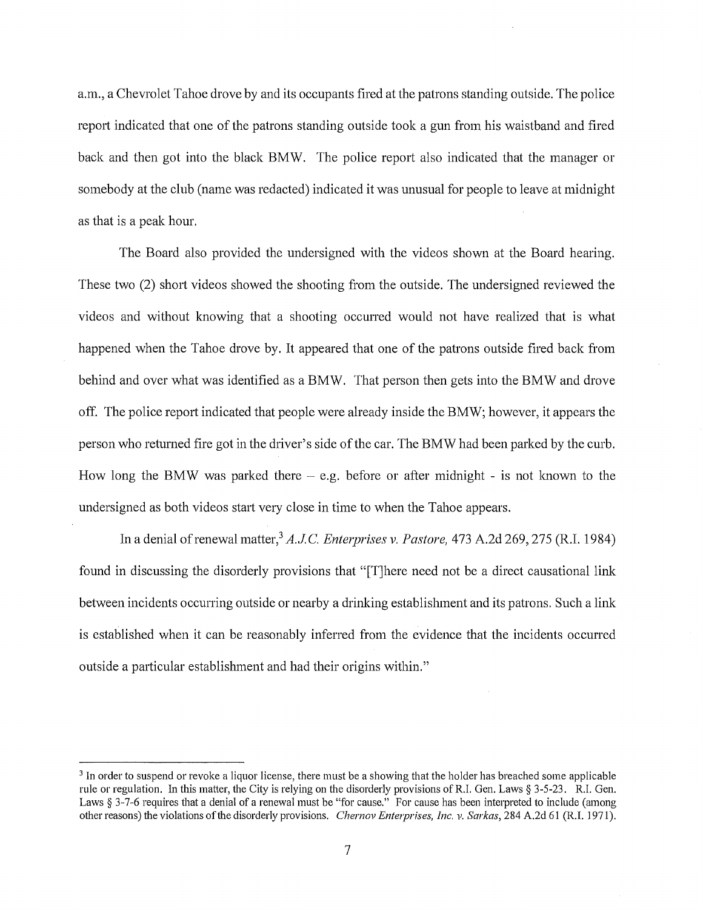a.m., a Chevrolet Tahoe drove by and its occupants fired at the patrons standing outside. The police report indicated that one of the patrons standing outside took a gun from his waistband and fired back and then got into the black BMW. The police report also indicated that the manager or somebody at the club (name was redacted) indicated it was unusual for people to leave at midnight as that is a peak hour.

The Board also provided the undersigned with the videos shown at the Board hearing. These two (2) short videos showed the shooting from the outside. The undersigned reviewed the videos and without knowing that a shooting occurred would not have realized that is what happened when the Tahoe drove by. It appeared that one of the patrons outside fired back from behind and over what was identified as a BMW. That person then gets into the BMW and drove off. The police report indicated that people were already inside the BMW; however, it appears the person who returned fire got in the driver's side of the car. The BMW had been parked by the curb. How long the BMW was parked there – e.g. before or after midnight - is not known to the undersigned as both videos start very close in time to when the Tahoe appears.

In a denial of renewal matter,[3] *A.J.C. Enterprises v. Pastore,* 473 A.2d 269, 275 (R.I. 1984) found in discussing the disorderly provisions that "[T]here need not be a direct causational link between incidents occurring outside or nearby a drinking establishment and its patrons. Such a link is established when it can be reasonably inferred from the evidence that the incidents occurred outside a particular establishment and had their origins within."

---

[3] In order to suspend or revoke a liquor license, there must be a showing that the holder has breached some applicable rule or regulation. In this matter, the City is relying on the disorderly provisions of R.I. Gen. Laws § 3-5-23. R.I. Gen. Laws § 3-7-6 requires that a denial of a renewal must be "for cause." For cause has been interpreted to include (among other reasons) the violations of the disorderly provisions. *Chernov Enterprises, Inc. v. Sarkas,* 284 A.2d 61 (R.I. 1971).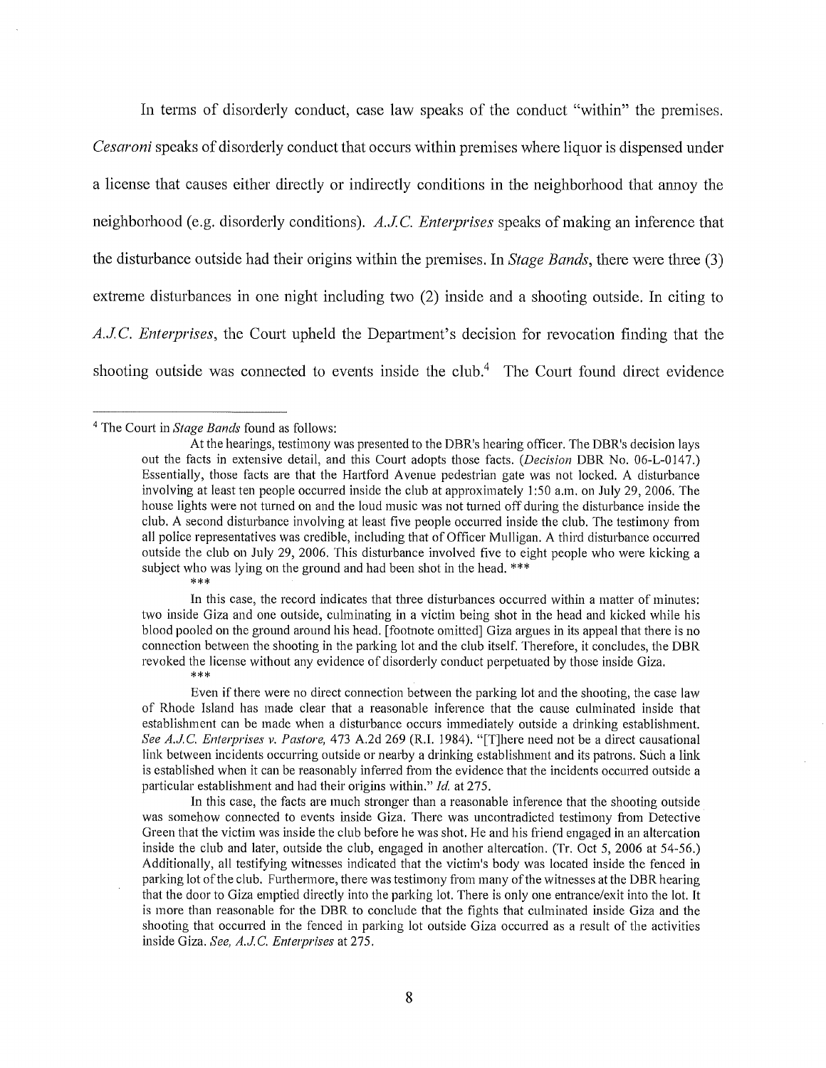In terms of disorderly conduct, case law speaks of the conduct "within" the premises. *Cesaroni* speaks of disorderly conduct that occurs within premises where liquor is dispensed under a license that causes either directly or indirectly conditions in the neighborhood that annoy the neighborhood (e.g. disorderly conditions). *A.J.C. Enterprises* speaks of making an inference that the disturbance outside had their origins within the premises. In *Stage Bands*, there were three (3) extreme disturbances in one night including two (2) inside and a shooting outside. In citing to *A.J.C. Enterprises*, the Court upheld the Department's decision for revocation finding that the shooting outside was connected to events inside the club.[4] The Court found direct evidence

---

[4] The Court in *Stage Bands* found as follows:

> At the hearings, testimony was presented to the DBR's hearing officer. The DBR's decision lays out the facts in extensive detail, and this Court adopts those facts. (*Decision* DBR No. 06-L-0147.) Essentially, those facts are that the Hartford Avenue pedestrian gate was not locked. A disturbance involving at least ten people occurred inside the club at approximately 1:50 a.m. on July 29, 2006. The house lights were not turned on and the loud music was not turned off during the disturbance inside the club. A second disturbance involving at least five people occurred inside the club. The testimony from all police representatives was credible, including that of Officer Mulligan. A third disturbance occurred outside the club on July 29, 2006. This disturbance involved five to eight people who were kicking a subject who was lying on the ground and had been shot in the head. \*\*\*
>
> \*\*\*
>
> In this case, the record indicates that three disturbances occurred within a matter of minutes: two inside Giza and one outside, culminating in a victim being shot in the head and kicked while his blood pooled on the ground around his head. [footnote omitted] Giza argues in its appeal that there is no connection between the shooting in the parking lot and the club itself. Therefore, it concludes, the DBR revoked the license without any evidence of disorderly conduct perpetuated by those inside Giza.
>
> \*\*\*
>
> Even if there were no direct connection between the parking lot and the shooting, the case law of Rhode Island has made clear that a reasonable inference that the cause culminated inside that establishment can be made when a disturbance occurs immediately outside a drinking establishment. *See A.J.C. Enterprises v. Pastore,* 473 A.2d 269 (R.I. 1984). "[T]here need not be a direct causational link between incidents occurring outside or nearby a drinking establishment and its patrons. Such a link is established when it can be reasonably inferred from the evidence that the incidents occurred outside a particular establishment and had their origins within." *Id.* at 275.
>
> In this case, the facts are much stronger than a reasonable inference that the shooting outside was somehow connected to events inside Giza. There was uncontradicted testimony from Detective Green that the victim was inside the club before he was shot. He and his friend engaged in an altercation inside the club and later, outside the club, engaged in another altercation. (Tr. Oct 5, 2006 at 54-56.) Additionally, all testifying witnesses indicated that the victim's body was located inside the fenced in parking lot of the club. Furthermore, there was testimony from many of the witnesses at the DBR hearing that the door to Giza emptied directly into the parking lot. There is only one entrance/exit into the lot. It is more than reasonable for the DBR to conclude that the fights that culminated inside Giza and the shooting that occurred in the fenced in parking lot outside Giza occurred as a result of the activities inside Giza. *See, A.J.C. Enterprises* at 275.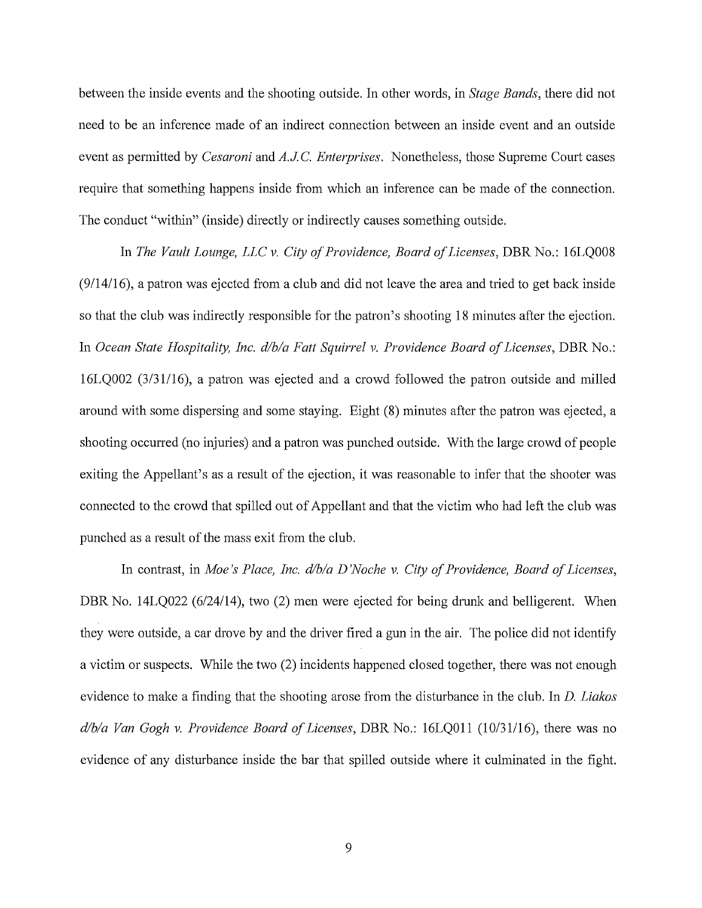between the inside events and the shooting outside. In other words, in *Stage Bands*, there did not need to be an inference made of an indirect connection between an inside event and an outside event as permitted by *Cesaroni* and *A.J.C. Enterprises*. Nonetheless, those Supreme Court cases require that something happens inside from which an inference can be made of the connection. The conduct "within" (inside) directly or indirectly causes something outside.

In *The Vault Lounge, LLC v. City of Providence, Board of Licenses*, DBR No.: 16LQ008 (9/14/16), a patron was ejected from a club and did not leave the area and tried to get back inside so that the club was indirectly responsible for the patron's shooting 18 minutes after the ejection. In *Ocean State Hospitality, Inc. d/b/a Fatt Squirrel v. Providence Board of Licenses*, DBR No.: 16LQ002 (3/31/16), a patron was ejected and a crowd followed the patron outside and milled around with some dispersing and some staying. Eight (8) minutes after the patron was ejected, a shooting occurred (no injuries) and a patron was punched outside. With the large crowd of people exiting the Appellant's as a result of the ejection, it was reasonable to infer that the shooter was connected to the crowd that spilled out of Appellant and that the victim who had left the club was punched as a result of the mass exit from the club.

In contrast, in *Moe's Place, Inc. d/b/a D'Noche v. City of Providence, Board of Licenses*, DBR No. 14LQ022 (6/24/14), two (2) men were ejected for being drunk and belligerent. When they were outside, a car drove by and the driver fired a gun in the air. The police did not identify a victim or suspects. While the two (2) incidents happened closed together, there was not enough evidence to make a finding that the shooting arose from the disturbance in the club. In *D. Liakos d/b/a Van Gogh v. Providence Board of Licenses*, DBR No.: 16LQ011 (10/31/16), there was no evidence of any disturbance inside the bar that spilled outside where it culminated in the fight.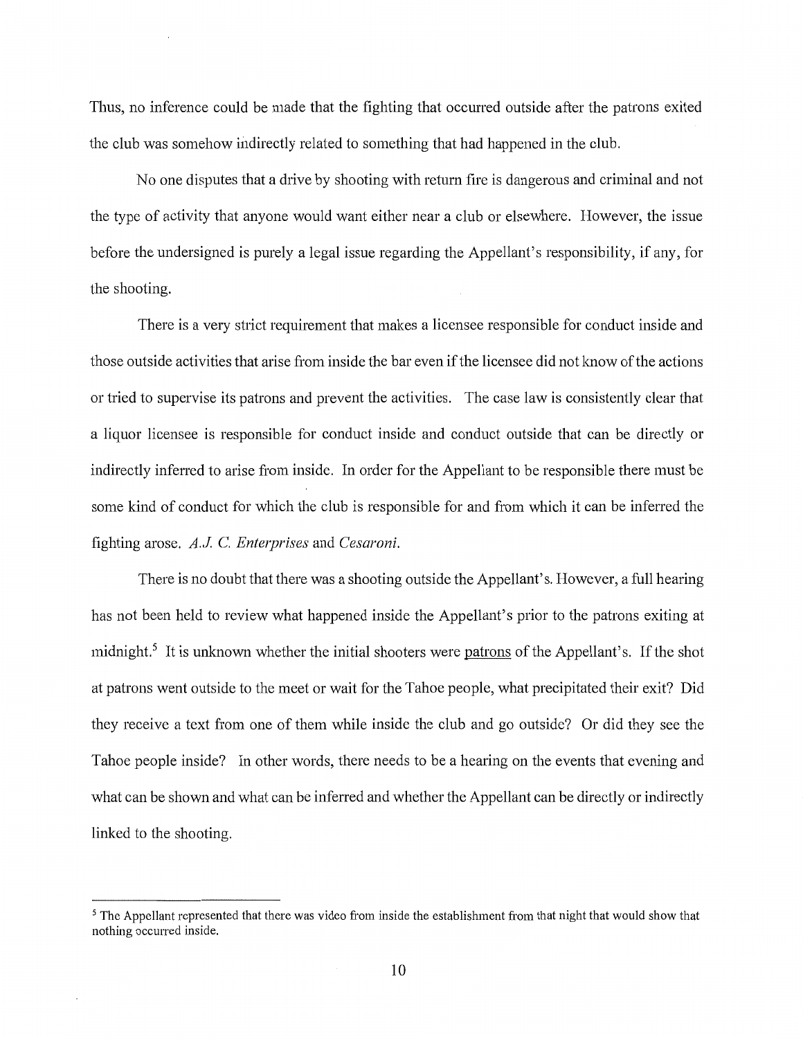Thus, no inference could be made that the fighting that occurred outside after the patrons exited the club was somehow indirectly related to something that had happened in the club.

No one disputes that a drive by shooting with return fire is dangerous and criminal and not the type of activity that anyone would want either near a club or elsewhere. However, the issue before the undersigned is purely a legal issue regarding the Appellant's responsibility, if any, for the shooting.

There is a very strict requirement that makes a licensee responsible for conduct inside and those outside activities that arise from inside the bar even if the licensee did not know of the actions or tried to supervise its patrons and prevent the activities. The case law is consistently clear that a liquor licensee is responsible for conduct inside and conduct outside that can be directly or indirectly inferred to arise from inside. In order for the Appellant to be responsible there must be some kind of conduct for which the club is responsible for and from which it can be inferred the fighting arose. *A.J. C. Enterprises* and *Cesaroni.*

There is no doubt that there was a shooting outside the Appellant's. However, a full hearing has not been held to review what happened inside the Appellant's prior to the patrons exiting at midnight.[5] It is unknown whether the initial shooters were <u>patrons</u> of the Appellant's. If the shot at patrons went outside to the meet or wait for the Tahoe people, what precipitated their exit? Did they receive a text from one of them while inside the club and go outside? Or did they see the Tahoe people inside? In other words, there needs to be a hearing on the events that evening and what can be shown and what can be inferred and whether the Appellant can be directly or indirectly linked to the shooting.

---

[5] The Appellant represented that there was video from inside the establishment from that night that would show that nothing occurred inside.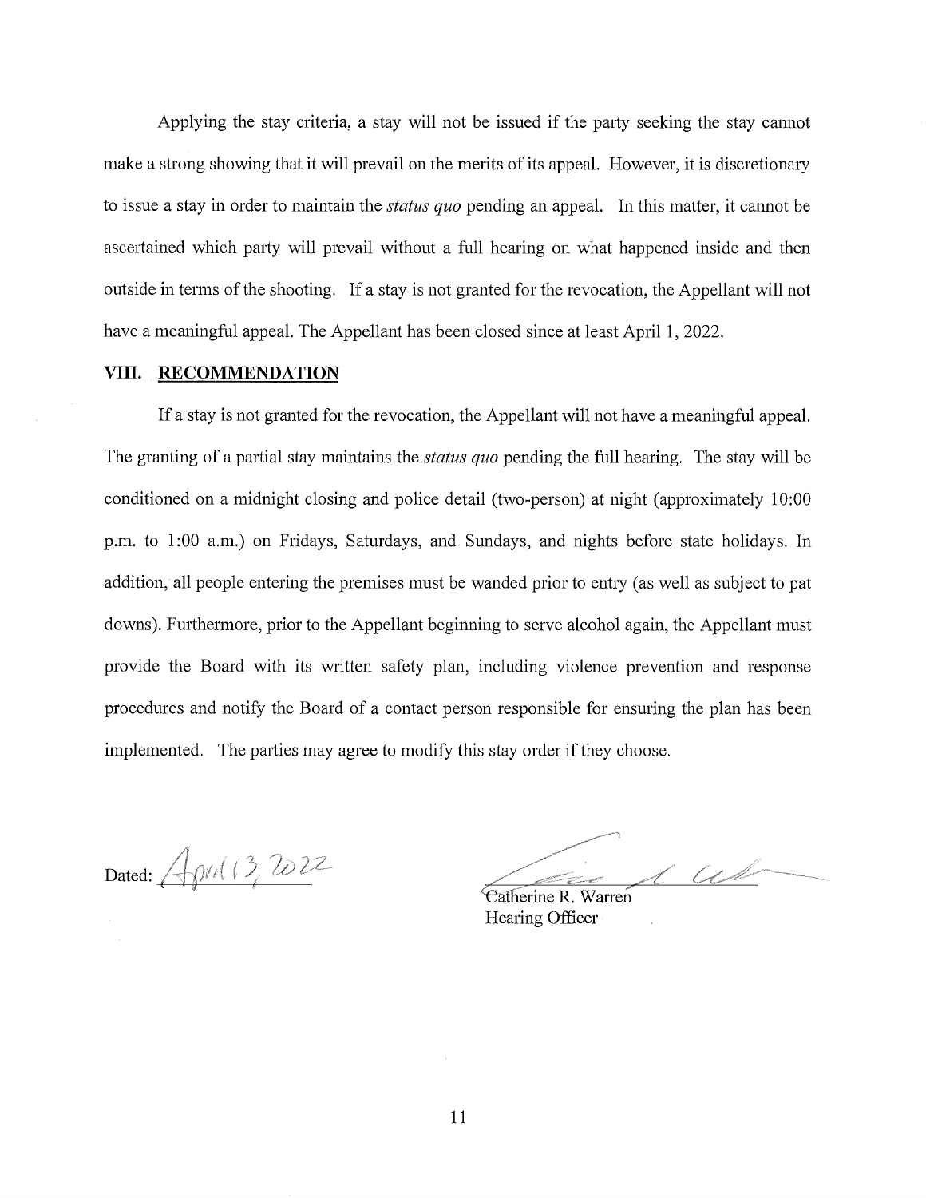Applying the stay criteria, a stay will not be issued if the party seeking the stay cannot make a strong showing that it will prevail on the merits of its appeal. However, it is discretionary to issue a stay in order to maintain the *status quo* pending an appeal. In this matter, it cannot be ascertained which party will prevail without a full hearing on what happened inside and then outside in terms of the shooting. If a stay is not granted for the revocation, the Appellant will not have a meaningful appeal. The Appellant has been closed since at least April 1, 2022.

## VIII. RECOMMENDATION

If a stay is not granted for the revocation, the Appellant will not have a meaningful appeal. The granting of a partial stay maintains the *status quo* pending the full hearing. The stay will be conditioned on a midnight closing and police detail (two-person) at night (approximately 10:00 p.m. to 1:00 a.m.) on Fridays, Saturdays, and Sundays, and nights before state holidays. In addition, all people entering the premises must be wanded prior to entry (as well as subject to pat downs). Furthermore, prior to the Appellant beginning to serve alcohol again, the Appellant must provide the Board with its written safety plan, including violence prevention and response procedures and notify the Board of a contact person responsible for ensuring the plan has been implemented. The parties may agree to modify this stay order if they choose.

Dated: April 13, 2022

Catherine R. Warren
Hearing Officer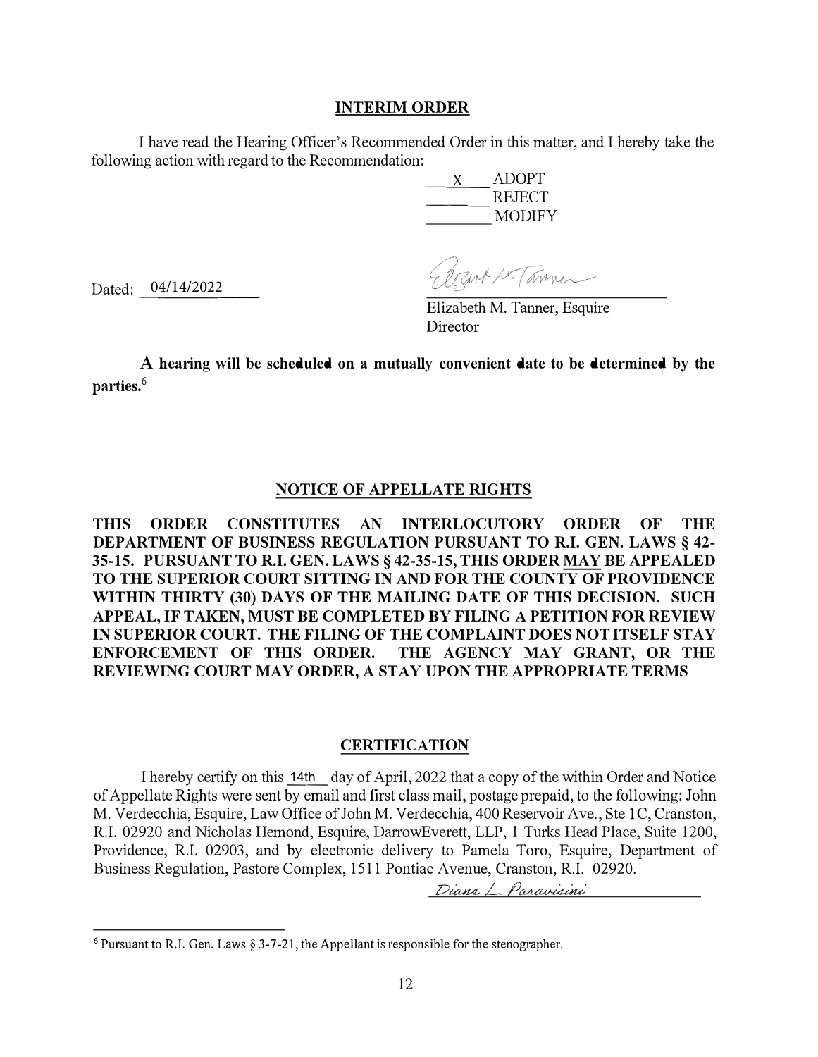## INTERIM ORDER

I have read the Hearing Officer's Recommended Order in this matter, and I hereby take the following action with regard to the Recommendation:

\_\_X\_\_ ADOPT
\_\_\_\_\_ REJECT
\_\_\_\_\_ MODIFY

Dated: 04/14/2022

Elizabeth M. Tanner, Esquire
Director

**A hearing will be scheduled on a mutually convenient date to be determined by the parties.**[6]

## NOTICE OF APPELLATE RIGHTS

**THIS ORDER CONSTITUTES AN INTERLOCUTORY ORDER OF THE DEPARTMENT OF BUSINESS REGULATION PURSUANT TO R.I. GEN. LAWS § 42-35-15. PURSUANT TO R.I. GEN. LAWS § 42-35-15, THIS ORDER MAY BE APPEALED TO THE SUPERIOR COURT SITTING IN AND FOR THE COUNTY OF PROVIDENCE WITHIN THIRTY (30) DAYS OF THE MAILING DATE OF THIS DECISION. SUCH APPEAL, IF TAKEN, MUST BE COMPLETED BY FILING A PETITION FOR REVIEW IN SUPERIOR COURT. THE FILING OF THE COMPLAINT DOES NOT ITSELF STAY ENFORCEMENT OF THIS ORDER. THE AGENCY MAY GRANT, OR THE REVIEWING COURT MAY ORDER, A STAY UPON THE APPROPRIATE TERMS**

## CERTIFICATION

I hereby certify on this 14th day of April, 2022 that a copy of the within Order and Notice of Appellate Rights were sent by email and first class mail, postage prepaid, to the following: John M. Verdecchia, Esquire, Law Office of John M. Verdecchia, 400 Reservoir Ave., Ste 1C, Cranston, R.I. 02920 and Nicholas Hemond, Esquire, DarrowEverett, LLP, 1 Turks Head Place, Suite 1200, Providence, R.I. 02903, and by electronic delivery to Pamela Toro, Esquire, Department of Business Regulation, Pastore Complex, 1511 Pontiac Avenue, Cranston, R.I. 02920.

Diane L. Paravisini

---

[6] Pursuant to R.I. Gen. Laws § 3-7-21, the Appellant is responsible for the stenographer.